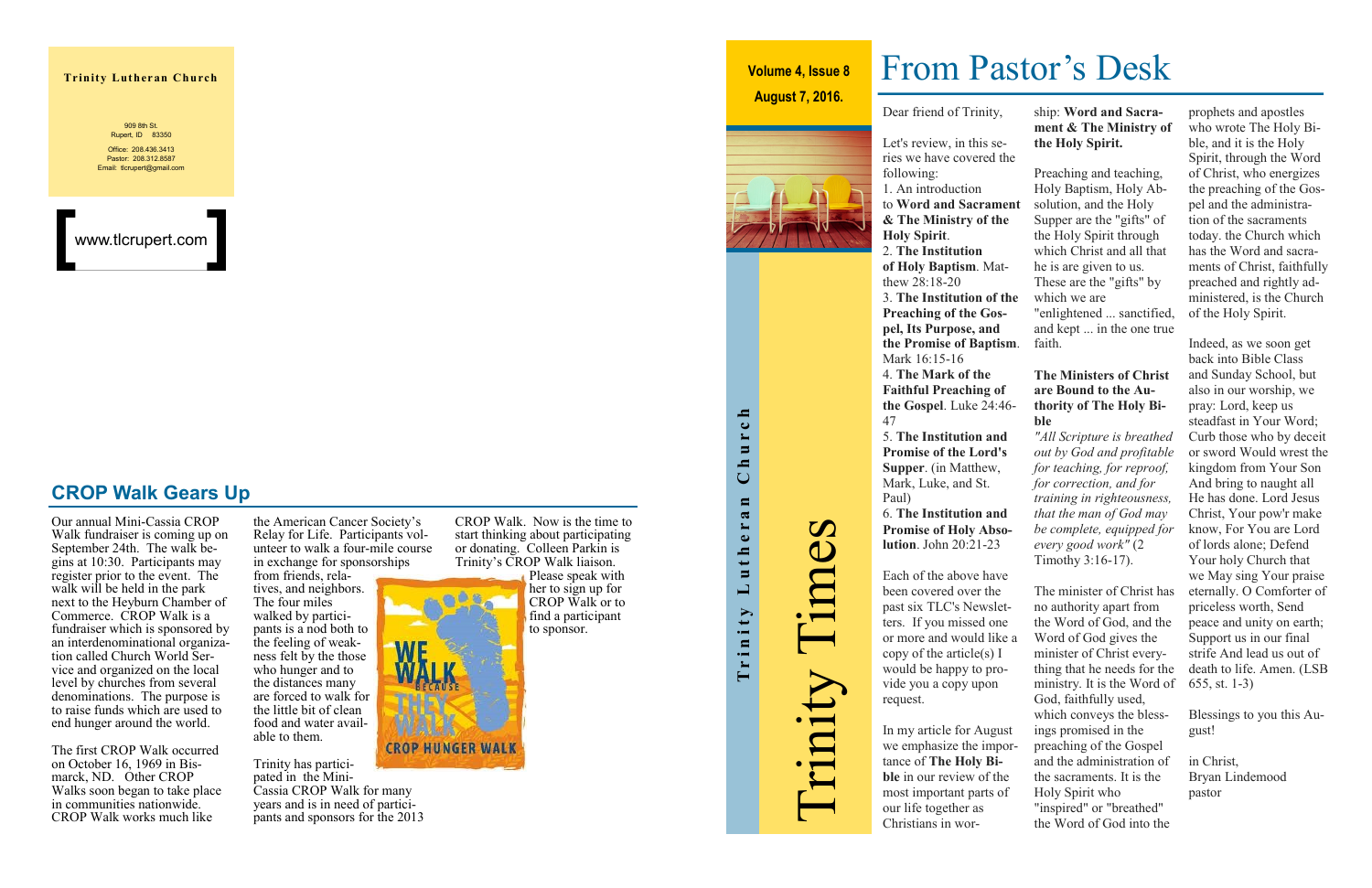**Trinity Lutheran Church**

909 8th St.
Rupert, ID 83350

Office: 208.436.3413
Pastor: 208.312.8587
Email: tlcrupert@gmail.com

www.tlcrupert.com

## CROP Walk Gears Up

Our annual Mini-Cassia CROP Walk fundraiser is coming up on September 24th. The walk begins at 10:30. Participants may register prior to the event. The walk will be held in the park next to the Heyburn Chamber of Commerce. CROP Walk is a fundraiser which is sponsored by an interdenominational organization called Church World Service and organized on the local level by churches from several denominations. The purpose is to raise funds which are used to end hunger around the world.

The first CROP Walk occurred on October 16, 1969 in Bismarck, ND. Other CROP Walks soon began to take place in communities nationwide. CROP Walk works much like the American Cancer Society's Relay for Life. Participants volunteer to walk a four-mile course in exchange for sponsorships from friends, relatives, and neighbors. The four miles walked by participants is a nod both to the feeling of weakness felt by the those who hunger and to the distances many are forced to walk for the little bit of clean food and water available to them.

Trinity has participated in the Mini-Cassia CROP Walk for many years and is in need of participants and sponsors for the 2013 CROP Walk. Now is the time to start thinking about participating or donating. Colleen Parkin is Trinity's CROP Walk liaison. Please speak with her to sign up for CROP Walk or to find a participant to sponsor.

WE WALK BECAUSE THEY WALK
CROP HUNGER WALK

**Volume 4, Issue 8**
**August 7, 2016.**

# Trinity Times

**Trinity Lutheran Church**

# From Pastor's Desk

Dear friend of Trinity,

Let's review, in this series we have covered the following:
1. An introduction to **Word and Sacrament & The Ministry of the Holy Spirit**.
2. **The Institution of Holy Baptism**. Matthew 28:18-20
3. **The Institution of the Preaching of the Gospel, Its Purpose, and the Promise of Baptism**. Mark 16:15-16
4. **The Mark of the Faithful Preaching of the Gospel**. Luke 24:46-47
5. **The Institution and Promise of the Lord's Supper**. (in Matthew, Mark, Luke, and St. Paul)
6. **The Institution and Promise of Holy Absolution**. John 20:21-23

Each of the above have been covered over the past six TLC's Newsletters. If you missed one or more and would like a copy of the article(s) I would be happy to provide you a copy upon request.

In my article for August we emphasize the importance of **The Holy Bible** in our review of the most important parts of our life together as Christians in worship: **Word and Sacrament & The Ministry of the Holy Spirit.**

Preaching and teaching, Holy Baptism, Holy Absolution, and the Holy Supper are the "gifts" of the Holy Spirit through which Christ and all that he is are given to us. These are the "gifts" by which we are "enlightened ... sanctified, and kept ... in the one true faith.

**The Ministers of Christ are Bound to the Authority of The Holy Bible**

*"All Scripture is breathed out by God and profitable for teaching, for reproof, for correction, and for training in righteousness, that the man of God may be complete, equipped for every good work"* (2 Timothy 3:16-17).

The minister of Christ has no authority apart from the Word of God, and the Word of God gives the minister of Christ everything that he needs for the ministry. It is the Word of God, faithfully used, which conveys the blessings promised in the preaching of the Gospel and the administration of the sacraments. It is the Holy Spirit who "inspired" or "breathed" the Word of God into the prophets and apostles who wrote The Holy Bible, and it is the Holy Spirit, through the Word of Christ, who energizes the preaching of the Gospel and the administration of the sacraments today. the Church which has the Word and sacraments of Christ, faithfully preached and rightly administered, is the Church of the Holy Spirit.

Indeed, as we soon get back into Bible Class and Sunday School, but also in our worship, we pray: Lord, keep us steadfast in Your Word; Curb those who by deceit or sword Would wrest the kingdom from Your Son And bring to naught all He has done. Lord Jesus Christ, Your pow'r make know, For You are Lord of lords alone; Defend Your holy Church that we May sing Your praise eternally. O Comforter of priceless worth, Send peace and unity on earth; Support us in our final strife And lead us out of death to life. Amen. (LSB 655, st. 1-3)

Blessings to you this August!

in Christ,
Bryan Lindemood
pastor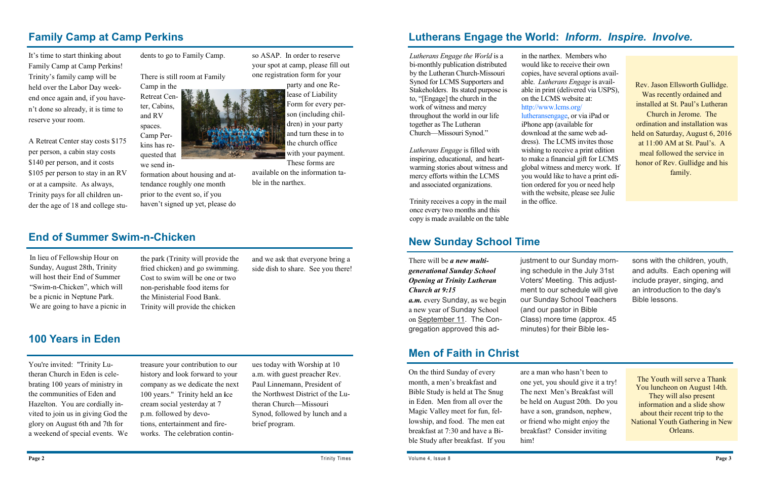## Family Camp at Camp Perkins

It's time to start thinking about Family Camp at Camp Perkins! Trinity's family camp will be held over the Labor Day weekend once again and, if you haven't done so already, it is time to reserve your room.

A Retreat Center stay costs $175 per person, a cabin stay costs $140 per person, and it costs $105 per person to stay in an RV or at a campsite. As always, Trinity pays for all children under the age of 18 and college students to go to Family Camp.

There is still room at Family Camp in the Retreat Center, Cabins, and RV spaces. Camp Perkins has requested that we send information about housing and attendance roughly one month prior to the event so, if you haven't signed up yet, please do so ASAP. In order to reserve your spot at camp, please fill out one registration form for your party and one Release of Liability Form for every person (including children) in your party and turn these in to the church office with your payment. These forms are available on the information table in the narthex.

## End of Summer Swim-n-Chicken

In lieu of Fellowship Hour on Sunday, August 28th, Trinity will host their End of Summer "Swim-n-Chicken", which will be a picnic in Neptune Park. We are going to have a picnic in the park (Trinity will provide the fried chicken) and go swimming. Cost to swim will be one or two non-perishable food items for the Ministerial Food Bank. Trinity will provide the chicken and we ask that everyone bring a side dish to share. See you there!

## 100 Years in Eden

You're invited: "Trinity Lutheran Church in Eden is celebrating 100 years of ministry in the communities of Eden and Hazelton. You are cordially invited to join us in giving God the glory on August 6th and 7th for a weekend of special events. We treasure your contribution to our history and look forward to your company as we dedicate the next 100 years." Trinity held an ice cream social yesterday at 7 p.m. followed by devotions, entertainment and fireworks. The celebration continues today with Worship at 10 a.m. with guest preacher Rev. Paul Linnemann, President of the Northwest District of the Lutheran Church—Missouri Synod, followed by lunch and a brief program.

## Lutherans Engage the World: *Inform. Inspire. Involve.*

*Lutherans Engage the World* is a bi-monthly publication distributed by the Lutheran Church-Missouri Synod for LCMS Supporters and Stakeholders. Its stated purpose is to, "[Engage] the church in the work of witness and mercy throughout the world in our life together as The Lutheran Church—Missouri Synod."

*Lutherans Engage* is filled with inspiring, educational, and heart-warming stories about witness and mercy efforts within the LCMS and associated organizations.

Trinity receives a copy in the mail once every two months and this copy is made available on the table in the narthex. Members who would like to receive their own copies, have several options available. *Lutherans Engage* is available in print (delivered via USPS), on the LCMS website at: http://www.lcms.org/lutheransengage, or via iPad or iPhone app (available for download at the same web address). The LCMS invites those wishing to receive a print edition to make a financial gift for LCMS global witness and mercy work. If you would like to have a print edition ordered for you or need help with the website, please see Julie in the office.

Rev. Jason Ellsworth Gullidge. Was recently ordained and installed at St. Paul's Lutheran Church in Jerome. The ordination and installation was held on Saturday, August 6, 2016 at 11:00 AM at St. Paul's. A meal followed the service in honor of Rev. Gullidge and his family.

## New Sunday School Time

There will be ***a new multi-generational Sunday School Opening at Trinity Lutheran Church at 9:15 a.m.*** every Sunday, as we begin a new year of Sunday School on September 11. The Congregation approved this adjustment to our Sunday morning schedule in the July 31st Voters' Meeting. This adjustment to our schedule will give our Sunday School Teachers (and our pastor in Bible Class) more time (approx. 45 minutes) for their Bible lessons with the children, youth, and adults. Each opening will include prayer, singing, and an introduction to the day's Bible lessons.

## Men of Faith in Christ

On the third Sunday of every month, a men's breakfast and Bible Study is held at The Snug in Eden. Men from all over the Magic Valley meet for fun, fellowship, and food. The men eat breakfast at 7:30 and have a Bible Study after breakfast. If you are a man who hasn't been to one yet, you should give it a try! The next Men's Breakfast will be held on August 20th. Do you have a son, grandson, nephew, or friend who might enjoy the breakfast? Consider inviting him!

The Youth will serve a Thank You luncheon on August 14th. They will also present information and a slide show about their recent trip to the National Youth Gathering in New Orleans.